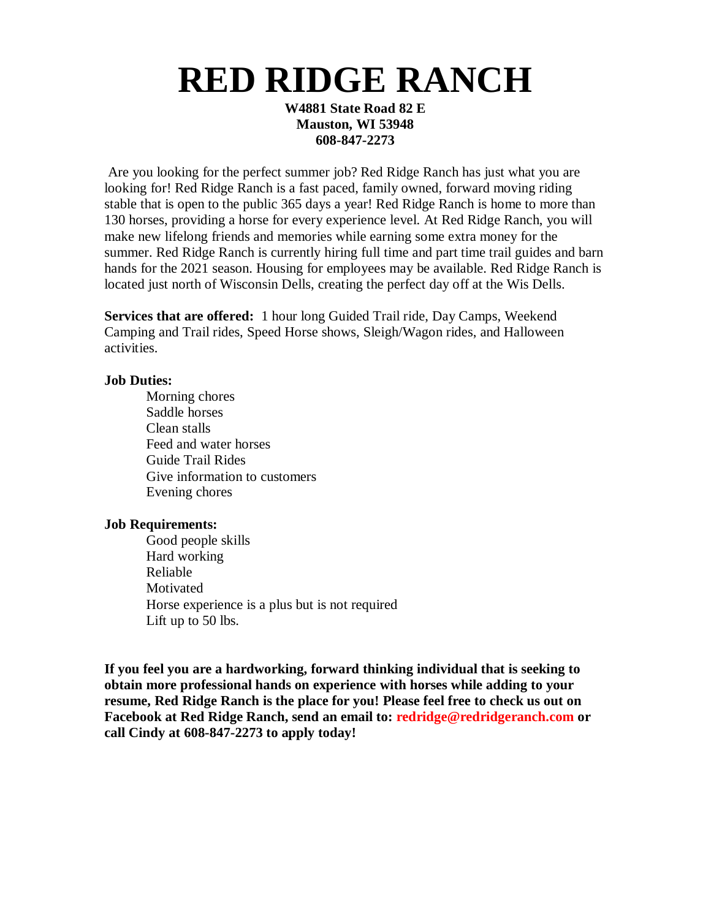# RED RIDGE RANCH

**W4881 State Road 82 E**
**Mauston, WI 53948**
**608-847-2273**

Are you looking for the perfect summer job? Red Ridge Ranch has just what you are looking for! Red Ridge Ranch is a fast paced, family owned, forward moving riding stable that is open to the public 365 days a year! Red Ridge Ranch is home to more than 130 horses, providing a horse for every experience level. At Red Ridge Ranch, you will make new lifelong friends and memories while earning some extra money for the summer. Red Ridge Ranch is currently hiring full time and part time trail guides and barn hands for the 2021 season. Housing for employees may be available. Red Ridge Ranch is located just north of Wisconsin Dells, creating the perfect day off at the Wis Dells.

**Services that are offered:** 1 hour long Guided Trail ride, Day Camps, Weekend Camping and Trail rides, Speed Horse shows, Sleigh/Wagon rides, and Halloween activities.

**Job Duties:**

- Morning chores
- Saddle horses
- Clean stalls
- Feed and water horses
- Guide Trail Rides
- Give information to customers
- Evening chores

**Job Requirements:**

- Good people skills
- Hard working
- Reliable
- Motivated
- Horse experience is a plus but is not required
- Lift up to 50 lbs.

**If you feel you are a hardworking, forward thinking individual that is seeking to obtain more professional hands on experience with horses while adding to your resume, Red Ridge Ranch is the place for you! Please feel free to check us out on Facebook at Red Ridge Ranch, send an email to: redridge@redridgeranch.com or call Cindy at 608-847-2273 to apply today!**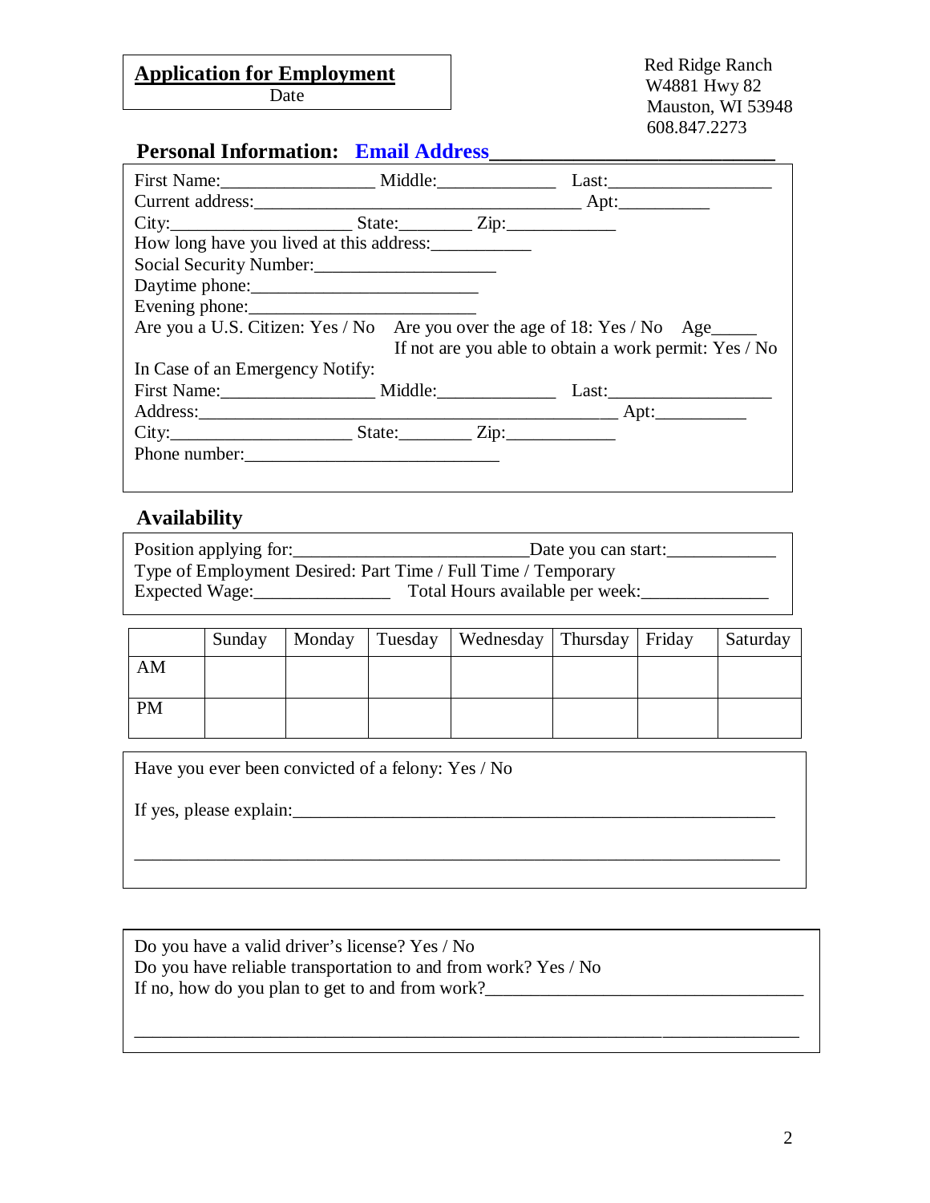**Application for Employment**
Date

Red Ridge Ranch
W4881 Hwy 82
Mauston, WI 53948
608.847.2273

## Personal Information: Email Address___________________________

First Name:________________ Middle:_____________ Last:__________________
Current address:_____________________________________ Apt:__________
City:____________________ State:________ Zip:____________
How long have you lived at this address:___________
Social Security Number:____________________
Daytime phone:________________________
Evening phone:_________________________
Are you a U.S. Citizen: Yes / No Are you over the age of 18: Yes / No Age_____
If not are you able to obtain a work permit: Yes / No
In Case of an Emergency Notify:
First Name:________________ Middle:_____________ Last:__________________
Address:_____________________________________________ Apt:__________
City:____________________ State:________ Zip:____________
Phone number:___________________________

## Availability

Position applying for:________________________Date you can start:____________
Type of Employment Desired: Part Time / Full Time / Temporary
Expected Wage:_______________ Total Hours available per week:______________

| | Sunday | Monday | Tuesday | Wednesday | Thursday | Friday | Saturday |
|---|---|---|---|---|---|---|---|
| AM | | | | | | | |
| PM | | | | | | | |

Have you ever been convicted of a felony: Yes / No

If yes, please explain:_______________________________________________________

_________________________________________________________________________

Do you have a valid driver's license? Yes / No
Do you have reliable transportation to and from work? Yes / No
If no, how do you plan to get to and from work?__________________________________

_________________________________________________________________________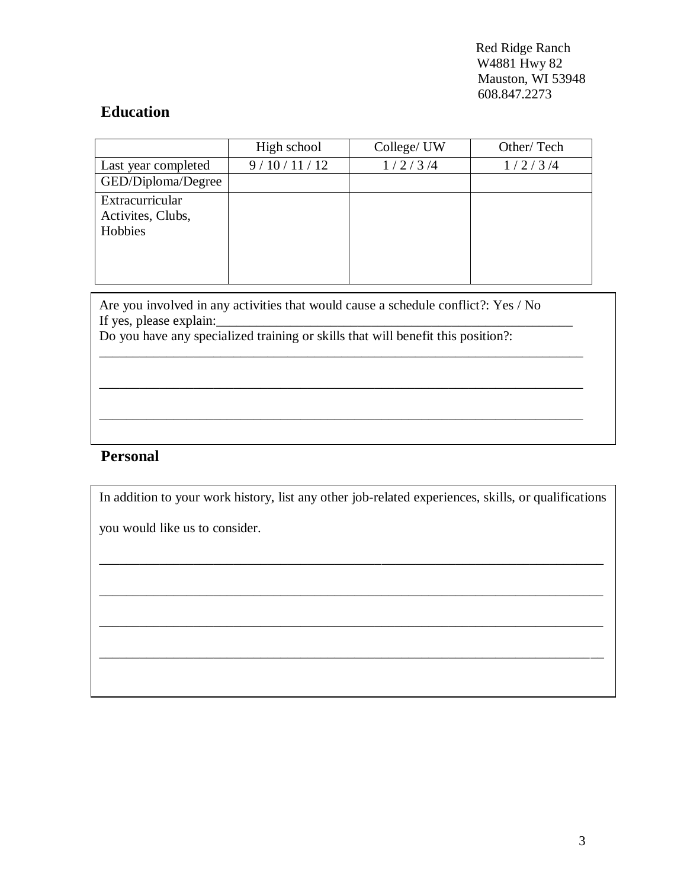Red Ridge Ranch
W4881 Hwy 82
Mauston, WI 53948
608.847.2273

## Education

| | High school | College/ UW | Other/ Tech |
|---|---|---|---|
| Last year completed | 9 / 10 / 11 / 12 | 1 / 2 / 3 /4 | 1 / 2 / 3 /4 |
| GED/Diploma/Degree | | | |
| Extracurricular Activites, Clubs, Hobbies | | | |

Are you involved in any activities that would cause a schedule conflict?: Yes / No
If yes, please explain:_______________________________________________________
Do you have any specialized training or skills that will benefit this position?:
___________________________________________________________________________

___________________________________________________________________________

___________________________________________________________________________

## Personal

In addition to your work history, list any other job-related experiences, skills, or qualifications

you would like us to consider.

_______________________________________________________________________________

_______________________________________________________________________________

_______________________________________________________________________________

_______________________________________________________________________________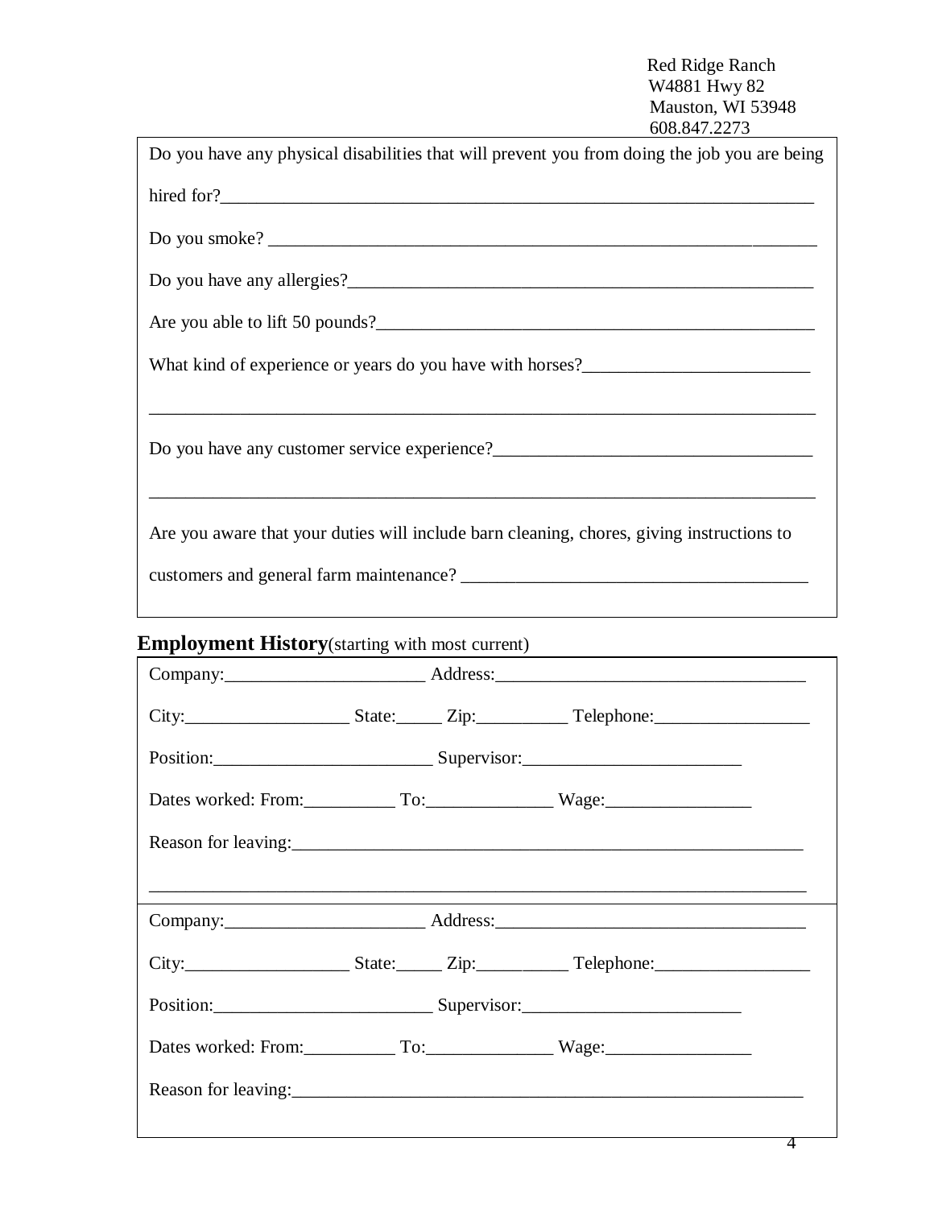Red Ridge Ranch
W4881 Hwy 82
Mauston, WI 53948
608.847.2273

Do you have any physical disabilities that will prevent you from doing the job you are being hired for?___________________________________________________________________

Do you smoke? ___________________________________________________________________

Do you have any allergies?_____________________________________________________

Are you able to lift 50 pounds?________________________________________________

What kind of experience or years do you have with horses?_________________________

___________________________________________________________________________

Do you have any customer service experience?___________________________________

___________________________________________________________________________

Are you aware that your duties will include barn cleaning, chores, giving instructions to customers and general farm maintenance? ______________________________________

## Employment History(starting with most current)

Company:______________________ Address:__________________________________

City:__________________ State:_____ Zip:__________ Telephone:_________________

Position:________________________ Supervisor:________________________

Dates worked: From:__________ To:______________ Wage:________________

Reason for leaving:__________________________________________________________

___________________________________________________________________________

Company:______________________ Address:__________________________________

City:__________________ State:_____ Zip:__________ Telephone:_________________

Position:________________________ Supervisor:________________________

Dates worked: From:__________ To:______________ Wage:________________

Reason for leaving:__________________________________________________________